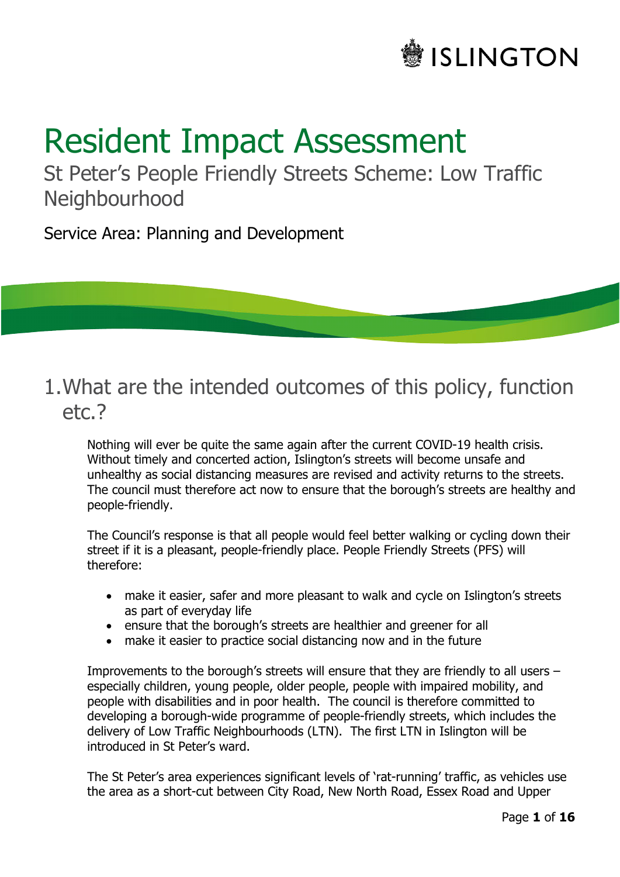ISLINGTON

# Resident Impact Assessment

## St Peter's People Friendly Streets Scheme: Low Traffic Neighbourhood

Service Area: Planning and Development

## 1. What are the intended outcomes of this policy, function etc.?

Nothing will ever be quite the same again after the current COVID-19 health crisis. Without timely and concerted action, Islington's streets will become unsafe and unhealthy as social distancing measures are revised and activity returns to the streets. The council must therefore act now to ensure that the borough's streets are healthy and people-friendly.

The Council's response is that all people would feel better walking or cycling down their street if it is a pleasant, people-friendly place. People Friendly Streets (PFS) will therefore:

- make it easier, safer and more pleasant to walk and cycle on Islington's streets as part of everyday life
- ensure that the borough's streets are healthier and greener for all
- make it easier to practice social distancing now and in the future

Improvements to the borough's streets will ensure that they are friendly to all users – especially children, young people, older people, people with impaired mobility, and people with disabilities and in poor health. The council is therefore committed to developing a borough-wide programme of people-friendly streets, which includes the delivery of Low Traffic Neighbourhoods (LTN). The first LTN in Islington will be introduced in St Peter's ward.

The St Peter's area experiences significant levels of 'rat-running' traffic, as vehicles use the area as a short-cut between City Road, New North Road, Essex Road and Upper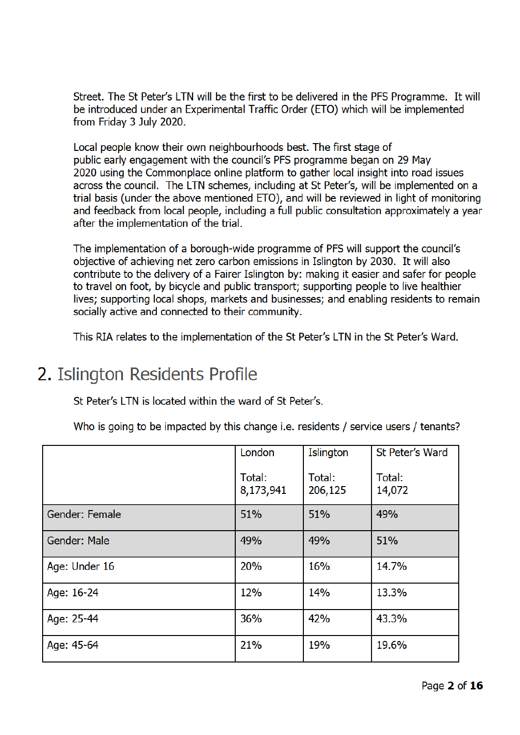Street. The St Peter's LTN will be the first to be delivered in the PFS Programme. It will be introduced under an Experimental Traffic Order (ETO) which will be implemented from Friday 3 July 2020.

Local people know their own neighbourhoods best. The first stage of public early engagement with the council's PFS programme began on 29 May 2020 using the Commonplace online platform to gather local insight into road issues across the council. The LTN schemes, including at St Peter's, will be implemented on a trial basis (under the above mentioned ETO), and will be reviewed in light of monitoring and feedback from local people, including a full public consultation approximately a year after the implementation of the trial.

The implementation of a borough-wide programme of PFS will support the council's objective of achieving net zero carbon emissions in Islington by 2030. It will also contribute to the delivery of a Fairer Islington by: making it easier and safer for people to travel on foot, by bicycle and public transport; supporting people to live healthier lives; supporting local shops, markets and businesses; and enabling residents to remain socially active and connected to their community.

This RIA relates to the implementation of the St Peter's LTN in the St Peter's Ward.

## 2. Islington Residents Profile

St Peter's LTN is located within the ward of St Peter's.

Who is going to be impacted by this change i.e. residents / service users / tenants?

| | London<br><br>Total: 8,173,941 | Islington<br><br>Total: 206,125 | St Peter's Ward<br><br>Total: 14,072 |
|---|---|---|---|
| Gender: Female | 51% | 51% | 49% |
| Gender: Male | 49% | 49% | 51% |
| Age: Under 16 | 20% | 16% | 14.7% |
| Age: 16-24 | 12% | 14% | 13.3% |
| Age: 25-44 | 36% | 42% | 43.3% |
| Age: 45-64 | 21% | 19% | 19.6% |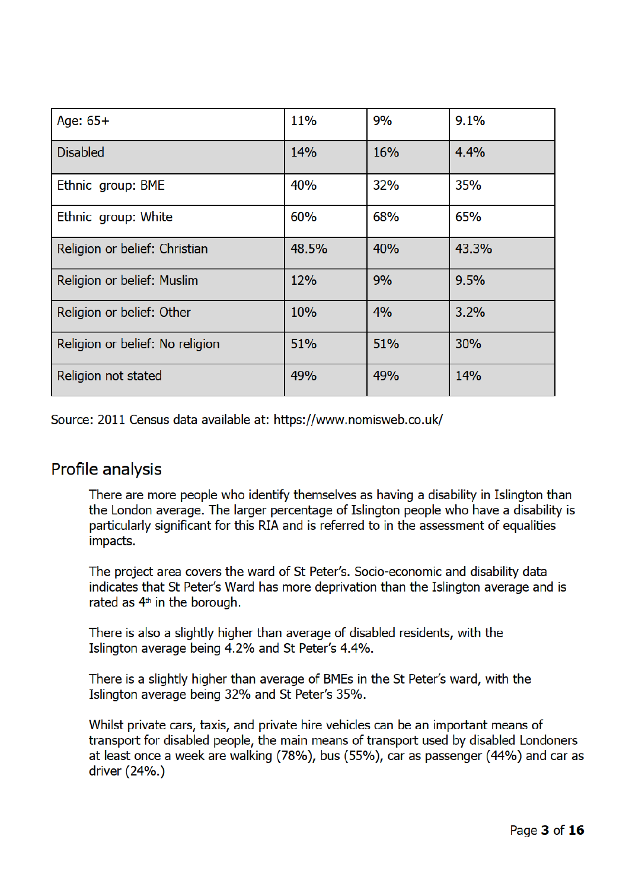| Age: 65+ | 11% | 9% | 9.1% |
|---|---|---|---|
| Disabled | 14% | 16% | 4.4% |
| Ethnic group: BME | 40% | 32% | 35% |
| Ethnic group: White | 60% | 68% | 65% |
| Religion or belief: Christian | 48.5% | 40% | 43.3% |
| Religion or belief: Muslim | 12% | 9% | 9.5% |
| Religion or belief: Other | 10% | 4% | 3.2% |
| Religion or belief: No religion | 51% | 51% | 30% |
| Religion not stated | 49% | 49% | 14% |

Source: 2011 Census data available at: https://www.nomisweb.co.uk/

## Profile analysis

There are more people who identify themselves as having a disability in Islington than the London average. The larger percentage of Islington people who have a disability is particularly significant for this RIA and is referred to in the assessment of equalities impacts.

The project area covers the ward of St Peter's. Socio-economic and disability data indicates that St Peter's Ward has more deprivation than the Islington average and is rated as 4th in the borough.

There is also a slightly higher than average of disabled residents, with the Islington average being 4.2% and St Peter's 4.4%.

There is a slightly higher than average of BMEs in the St Peter's ward, with the Islington average being 32% and St Peter's 35%.

Whilst private cars, taxis, and private hire vehicles can be an important means of transport for disabled people, the main means of transport used by disabled Londoners at least once a week are walking (78%), bus (55%), car as passenger (44%) and car as driver (24%.)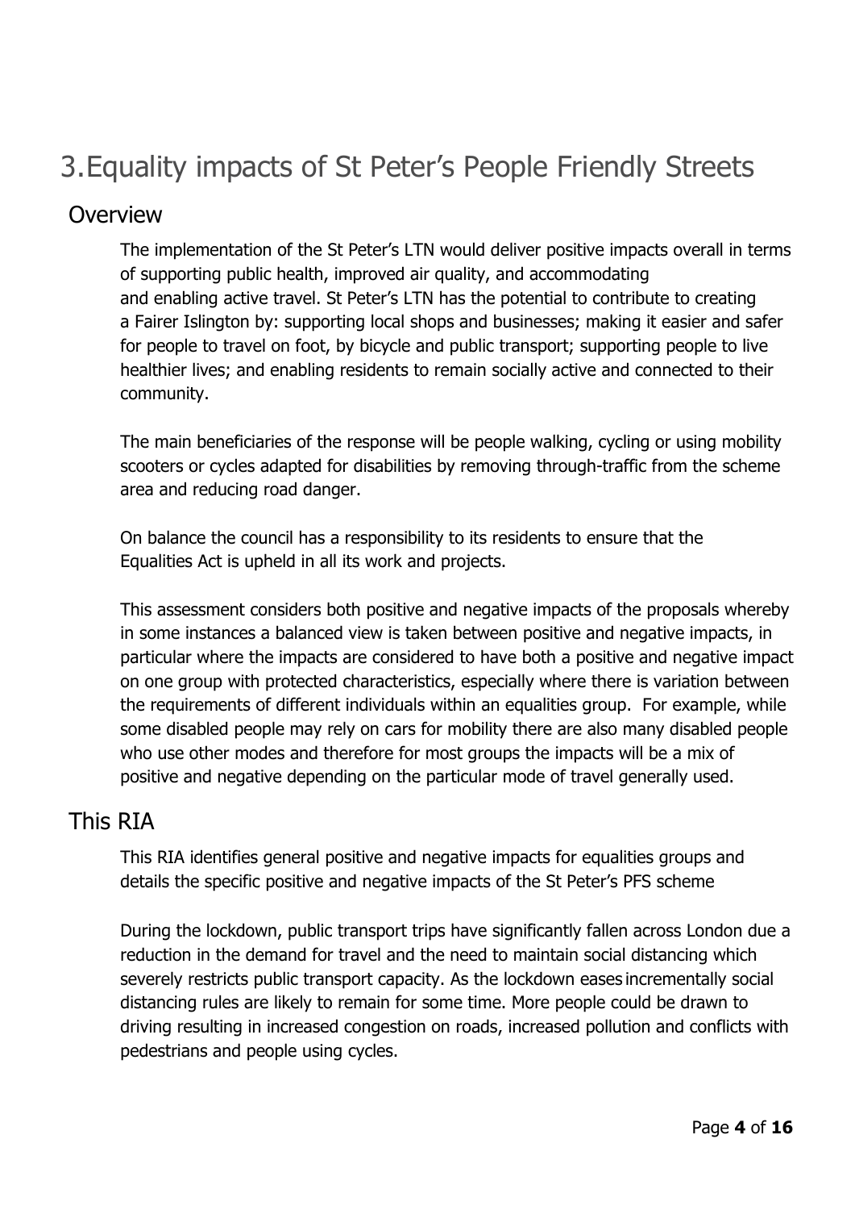# 3. Equality impacts of St Peter's People Friendly Streets

## Overview

The implementation of the St Peter's LTN would deliver positive impacts overall in terms of supporting public health, improved air quality, and accommodating and enabling active travel. St Peter's LTN has the potential to contribute to creating a Fairer Islington by: supporting local shops and businesses; making it easier and safer for people to travel on foot, by bicycle and public transport; supporting people to live healthier lives; and enabling residents to remain socially active and connected to their community.

The main beneficiaries of the response will be people walking, cycling or using mobility scooters or cycles adapted for disabilities by removing through-traffic from the scheme area and reducing road danger.

On balance the council has a responsibility to its residents to ensure that the Equalities Act is upheld in all its work and projects.

This assessment considers both positive and negative impacts of the proposals whereby in some instances a balanced view is taken between positive and negative impacts, in particular where the impacts are considered to have both a positive and negative impact on one group with protected characteristics, especially where there is variation between the requirements of different individuals within an equalities group. For example, while some disabled people may rely on cars for mobility there are also many disabled people who use other modes and therefore for most groups the impacts will be a mix of positive and negative depending on the particular mode of travel generally used.

## This RIA

This RIA identifies general positive and negative impacts for equalities groups and details the specific positive and negative impacts of the St Peter's PFS scheme

During the lockdown, public transport trips have significantly fallen across London due a reduction in the demand for travel and the need to maintain social distancing which severely restricts public transport capacity. As the lockdown eases incrementally social distancing rules are likely to remain for some time. More people could be drawn to driving resulting in increased congestion on roads, increased pollution and conflicts with pedestrians and people using cycles.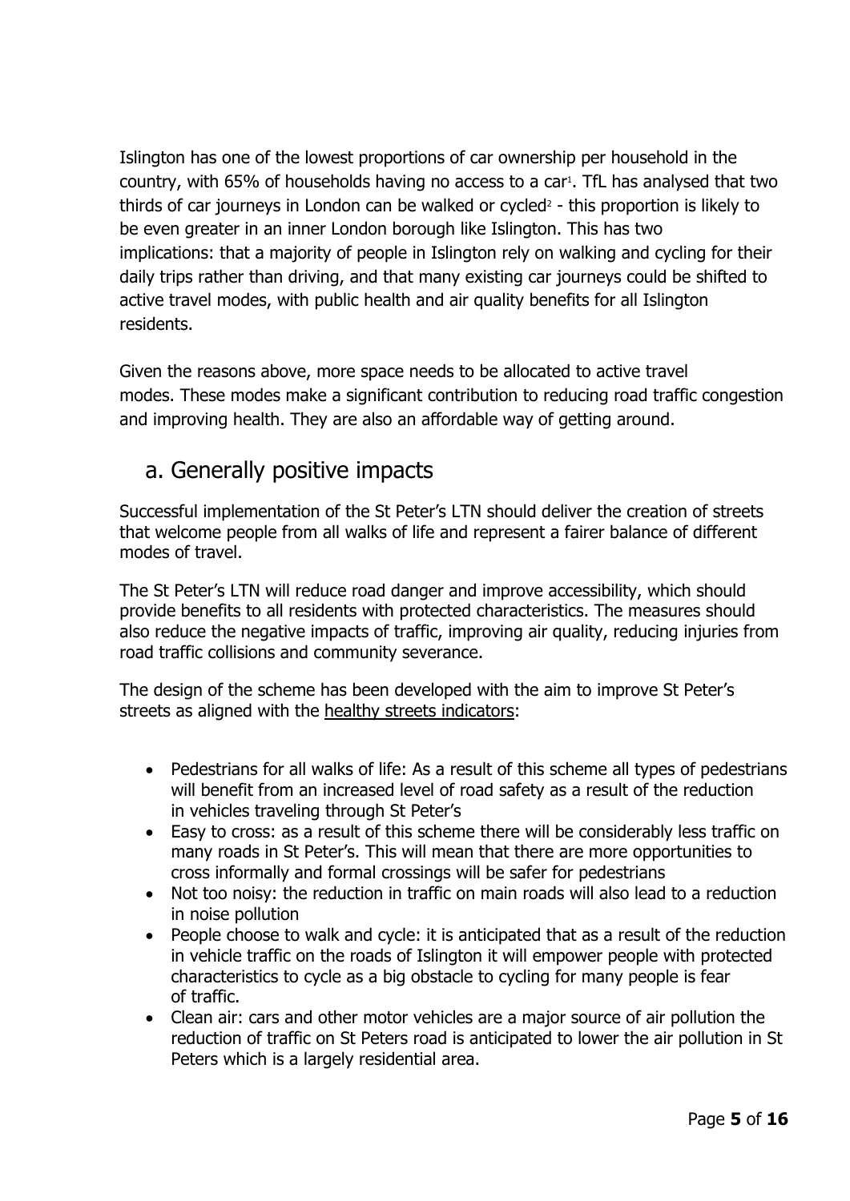Islington has one of the lowest proportions of car ownership per household in the country, with 65% of households having no access to a car[1]. TfL has analysed that two thirds of car journeys in London can be walked or cycled[2] - this proportion is likely to be even greater in an inner London borough like Islington. This has two implications: that a majority of people in Islington rely on walking and cycling for their daily trips rather than driving, and that many existing car journeys could be shifted to active travel modes, with public health and air quality benefits for all Islington residents.

Given the reasons above, more space needs to be allocated to active travel modes. These modes make a significant contribution to reducing road traffic congestion and improving health. They are also an affordable way of getting around.

## a. Generally positive impacts

Successful implementation of the St Peter's LTN should deliver the creation of streets that welcome people from all walks of life and represent a fairer balance of different modes of travel.

The St Peter's LTN will reduce road danger and improve accessibility, which should provide benefits to all residents with protected characteristics. The measures should also reduce the negative impacts of traffic, improving air quality, reducing injuries from road traffic collisions and community severance.

The design of the scheme has been developed with the aim to improve St Peter's streets as aligned with the healthy streets indicators:

- Pedestrians for all walks of life: As a result of this scheme all types of pedestrians will benefit from an increased level of road safety as a result of the reduction in vehicles traveling through St Peter's
- Easy to cross: as a result of this scheme there will be considerably less traffic on many roads in St Peter's. This will mean that there are more opportunities to cross informally and formal crossings will be safer for pedestrians
- Not too noisy: the reduction in traffic on main roads will also lead to a reduction in noise pollution
- People choose to walk and cycle: it is anticipated that as a result of the reduction in vehicle traffic on the roads of Islington it will empower people with protected characteristics to cycle as a big obstacle to cycling for many people is fear of traffic.
- Clean air: cars and other motor vehicles are a major source of air pollution the reduction of traffic on St Peters road is anticipated to lower the air pollution in St Peters which is a largely residential area.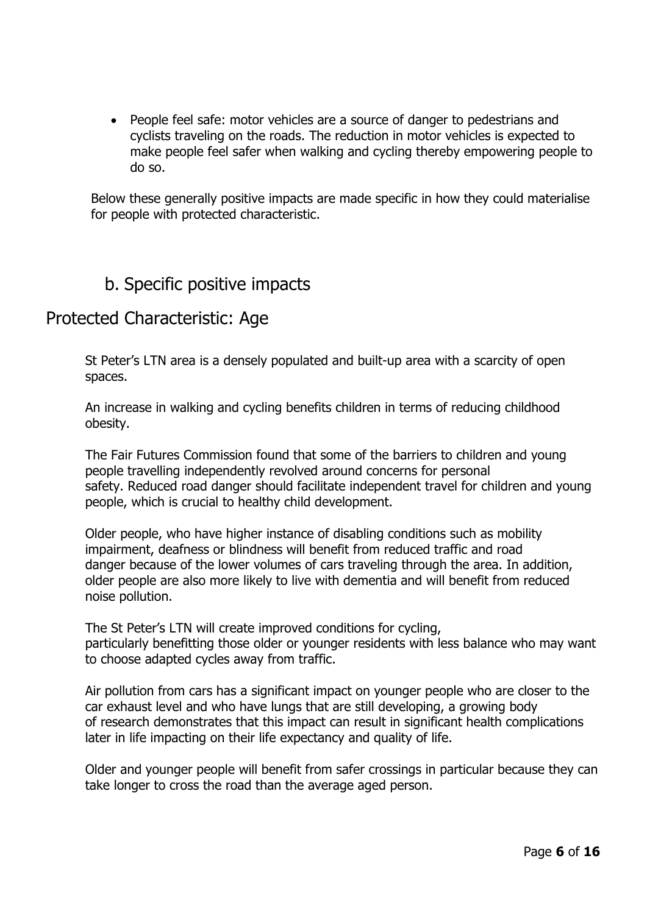- People feel safe: motor vehicles are a source of danger to pedestrians and cyclists traveling on the roads. The reduction in motor vehicles is expected to make people feel safer when walking and cycling thereby empowering people to do so.

Below these generally positive impacts are made specific in how they could materialise for people with protected characteristic.

### b. Specific positive impacts

## Protected Characteristic: Age

St Peter's LTN area is a densely populated and built-up area with a scarcity of open spaces.

An increase in walking and cycling benefits children in terms of reducing childhood obesity.

The Fair Futures Commission found that some of the barriers to children and young people travelling independently revolved around concerns for personal safety. Reduced road danger should facilitate independent travel for children and young people, which is crucial to healthy child development.

Older people, who have higher instance of disabling conditions such as mobility impairment, deafness or blindness will benefit from reduced traffic and road danger because of the lower volumes of cars traveling through the area. In addition, older people are also more likely to live with dementia and will benefit from reduced noise pollution.

The St Peter's LTN will create improved conditions for cycling, particularly benefitting those older or younger residents with less balance who may want to choose adapted cycles away from traffic.

Air pollution from cars has a significant impact on younger people who are closer to the car exhaust level and who have lungs that are still developing, a growing body of research demonstrates that this impact can result in significant health complications later in life impacting on their life expectancy and quality of life.

Older and younger people will benefit from safer crossings in particular because they can take longer to cross the road than the average aged person.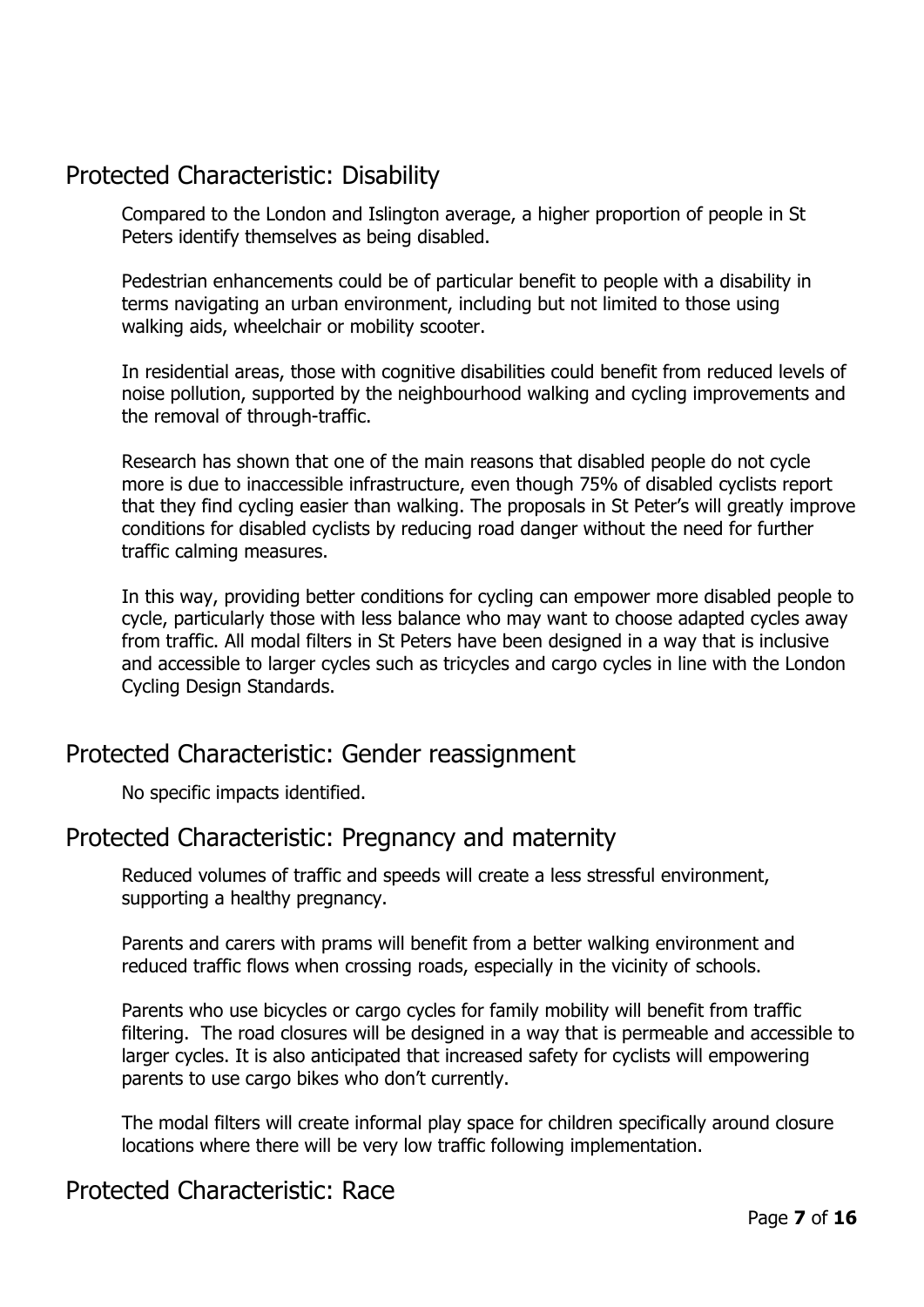## Protected Characteristic: Disability

Compared to the London and Islington average, a higher proportion of people in St Peters identify themselves as being disabled.

Pedestrian enhancements could be of particular benefit to people with a disability in terms navigating an urban environment, including but not limited to those using walking aids, wheelchair or mobility scooter.

In residential areas, those with cognitive disabilities could benefit from reduced levels of noise pollution, supported by the neighbourhood walking and cycling improvements and the removal of through-traffic.

Research has shown that one of the main reasons that disabled people do not cycle more is due to inaccessible infrastructure, even though 75% of disabled cyclists report that they find cycling easier than walking. The proposals in St Peter's will greatly improve conditions for disabled cyclists by reducing road danger without the need for further traffic calming measures.

In this way, providing better conditions for cycling can empower more disabled people to cycle, particularly those with less balance who may want to choose adapted cycles away from traffic. All modal filters in St Peters have been designed in a way that is inclusive and accessible to larger cycles such as tricycles and cargo cycles in line with the London Cycling Design Standards.

## Protected Characteristic: Gender reassignment

No specific impacts identified.

## Protected Characteristic: Pregnancy and maternity

Reduced volumes of traffic and speeds will create a less stressful environment, supporting a healthy pregnancy.

Parents and carers with prams will benefit from a better walking environment and reduced traffic flows when crossing roads, especially in the vicinity of schools.

Parents who use bicycles or cargo cycles for family mobility will benefit from traffic filtering. The road closures will be designed in a way that is permeable and accessible to larger cycles. It is also anticipated that increased safety for cyclists will empowering parents to use cargo bikes who don't currently.

The modal filters will create informal play space for children specifically around closure locations where there will be very low traffic following implementation.

## Protected Characteristic: Race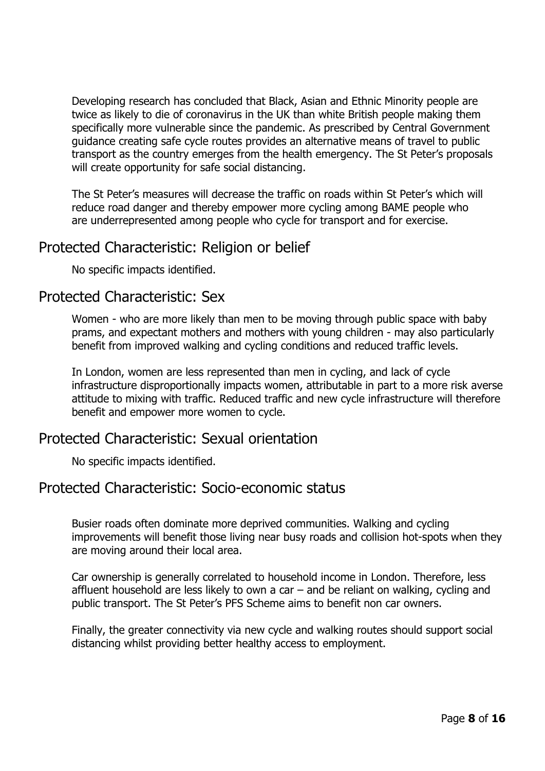Developing research has concluded that Black, Asian and Ethnic Minority people are twice as likely to die of coronavirus in the UK than white British people making them specifically more vulnerable since the pandemic. As prescribed by Central Government guidance creating safe cycle routes provides an alternative means of travel to public transport as the country emerges from the health emergency. The St Peter's proposals will create opportunity for safe social distancing.

The St Peter's measures will decrease the traffic on roads within St Peter's which will reduce road danger and thereby empower more cycling among BAME people who are underrepresented among people who cycle for transport and for exercise.

## Protected Characteristic: Religion or belief

No specific impacts identified.

## Protected Characteristic: Sex

Women - who are more likely than men to be moving through public space with baby prams, and expectant mothers and mothers with young children - may also particularly benefit from improved walking and cycling conditions and reduced traffic levels.

In London, women are less represented than men in cycling, and lack of cycle infrastructure disproportionally impacts women, attributable in part to a more risk averse attitude to mixing with traffic. Reduced traffic and new cycle infrastructure will therefore benefit and empower more women to cycle.

## Protected Characteristic: Sexual orientation

No specific impacts identified.

## Protected Characteristic: Socio-economic status

Busier roads often dominate more deprived communities. Walking and cycling improvements will benefit those living near busy roads and collision hot-spots when they are moving around their local area.

Car ownership is generally correlated to household income in London. Therefore, less affluent household are less likely to own a car – and be reliant on walking, cycling and public transport. The St Peter's PFS Scheme aims to benefit non car owners.

Finally, the greater connectivity via new cycle and walking routes should support social distancing whilst providing better healthy access to employment.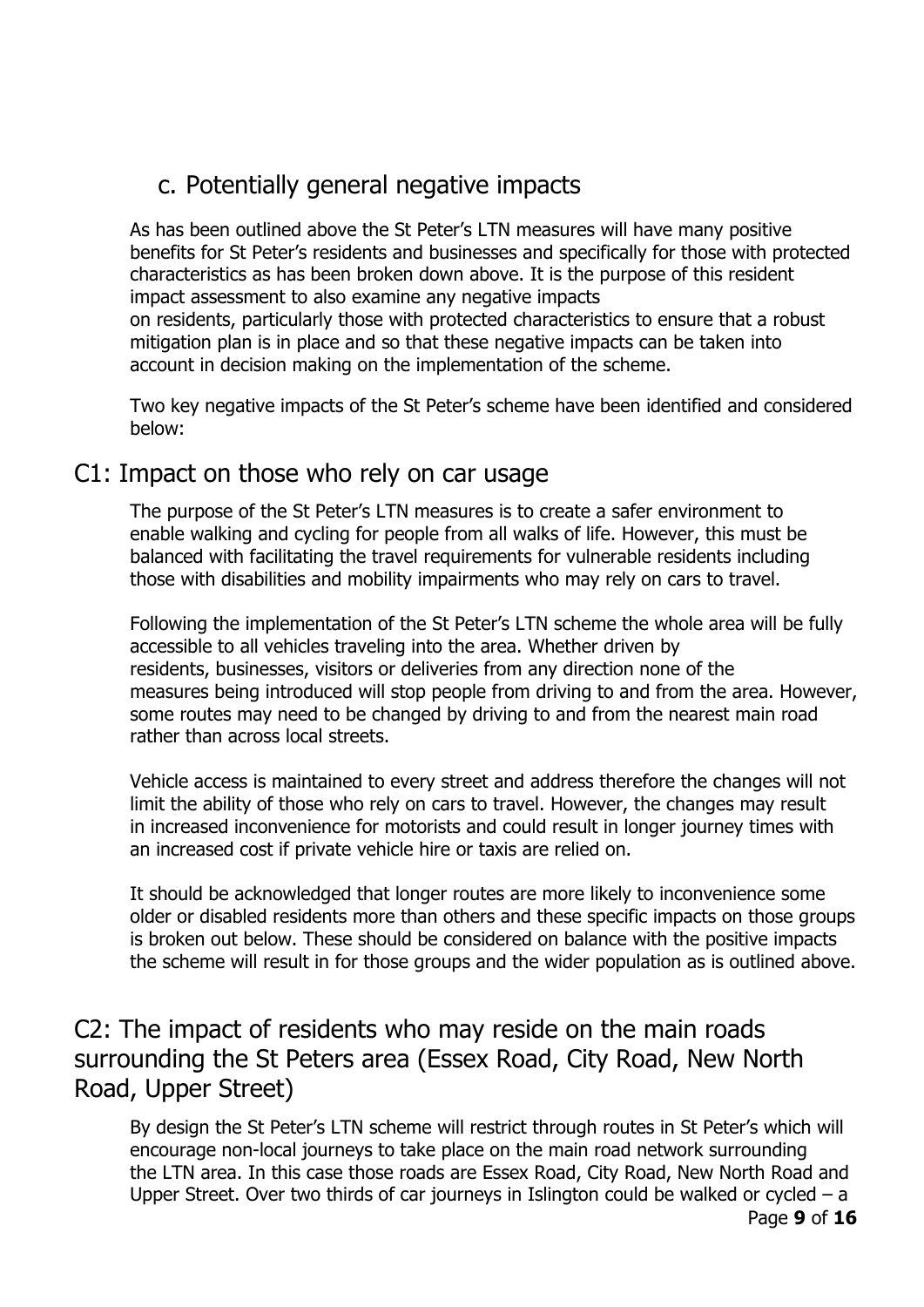## c. Potentially general negative impacts

As has been outlined above the St Peter's LTN measures will have many positive benefits for St Peter's residents and businesses and specifically for those with protected characteristics as has been broken down above. It is the purpose of this resident impact assessment to also examine any negative impacts on residents, particularly those with protected characteristics to ensure that a robust mitigation plan is in place and so that these negative impacts can be taken into account in decision making on the implementation of the scheme.

Two key negative impacts of the St Peter's scheme have been identified and considered below:

### C1: Impact on those who rely on car usage

The purpose of the St Peter's LTN measures is to create a safer environment to enable walking and cycling for people from all walks of life. However, this must be balanced with facilitating the travel requirements for vulnerable residents including those with disabilities and mobility impairments who may rely on cars to travel.

Following the implementation of the St Peter's LTN scheme the whole area will be fully accessible to all vehicles traveling into the area. Whether driven by residents, businesses, visitors or deliveries from any direction none of the measures being introduced will stop people from driving to and from the area. However, some routes may need to be changed by driving to and from the nearest main road rather than across local streets.

Vehicle access is maintained to every street and address therefore the changes will not limit the ability of those who rely on cars to travel. However, the changes may result in increased inconvenience for motorists and could result in longer journey times with an increased cost if private vehicle hire or taxis are relied on.

It should be acknowledged that longer routes are more likely to inconvenience some older or disabled residents more than others and these specific impacts on those groups is broken out below. These should be considered on balance with the positive impacts the scheme will result in for those groups and the wider population as is outlined above.

### C2: The impact of residents who may reside on the main roads surrounding the St Peters area (Essex Road, City Road, New North Road, Upper Street)

By design the St Peter's LTN scheme will restrict through routes in St Peter's which will encourage non-local journeys to take place on the main road network surrounding the LTN area. In this case those roads are Essex Road, City Road, New North Road and Upper Street. Over two thirds of car journeys in Islington could be walked or cycled – a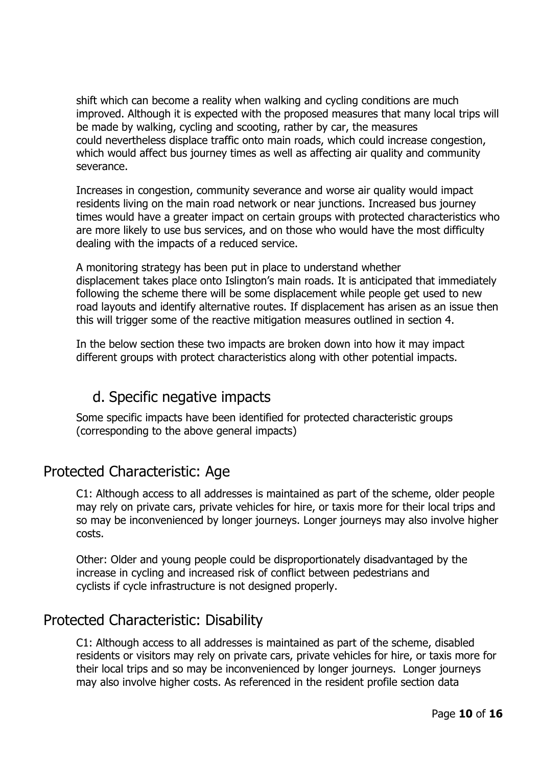shift which can become a reality when walking and cycling conditions are much improved. Although it is expected with the proposed measures that many local trips will be made by walking, cycling and scooting, rather by car, the measures could nevertheless displace traffic onto main roads, which could increase congestion, which would affect bus journey times as well as affecting air quality and community severance.

Increases in congestion, community severance and worse air quality would impact residents living on the main road network or near junctions. Increased bus journey times would have a greater impact on certain groups with protected characteristics who are more likely to use bus services, and on those who would have the most difficulty dealing with the impacts of a reduced service.

A monitoring strategy has been put in place to understand whether displacement takes place onto Islington's main roads. It is anticipated that immediately following the scheme there will be some displacement while people get used to new road layouts and identify alternative routes. If displacement has arisen as an issue then this will trigger some of the reactive mitigation measures outlined in section 4.

In the below section these two impacts are broken down into how it may impact different groups with protect characteristics along with other potential impacts.

## d. Specific negative impacts

Some specific impacts have been identified for protected characteristic groups (corresponding to the above general impacts)

## Protected Characteristic: Age

C1: Although access to all addresses is maintained as part of the scheme, older people may rely on private cars, private vehicles for hire, or taxis more for their local trips and so may be inconvenienced by longer journeys. Longer journeys may also involve higher costs.

Other: Older and young people could be disproportionately disadvantaged by the increase in cycling and increased risk of conflict between pedestrians and cyclists if cycle infrastructure is not designed properly.

## Protected Characteristic: Disability

C1: Although access to all addresses is maintained as part of the scheme, disabled residents or visitors may rely on private cars, private vehicles for hire, or taxis more for their local trips and so may be inconvenienced by longer journeys. Longer journeys may also involve higher costs. As referenced in the resident profile section data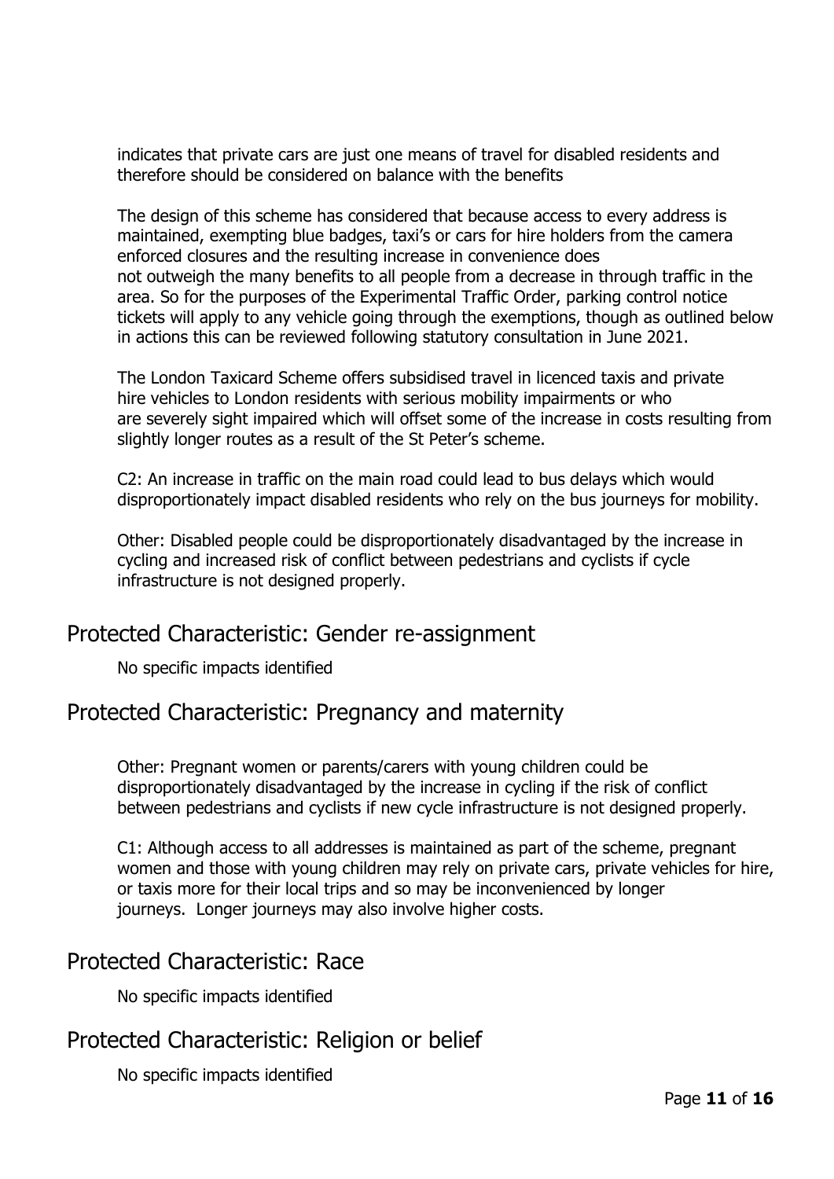indicates that private cars are just one means of travel for disabled residents and therefore should be considered on balance with the benefits

The design of this scheme has considered that because access to every address is maintained, exempting blue badges, taxi's or cars for hire holders from the camera enforced closures and the resulting increase in convenience does not outweigh the many benefits to all people from a decrease in through traffic in the area. So for the purposes of the Experimental Traffic Order, parking control notice tickets will apply to any vehicle going through the exemptions, though as outlined below in actions this can be reviewed following statutory consultation in June 2021.

The London Taxicard Scheme offers subsidised travel in licenced taxis and private hire vehicles to London residents with serious mobility impairments or who are severely sight impaired which will offset some of the increase in costs resulting from slightly longer routes as a result of the St Peter's scheme.

C2: An increase in traffic on the main road could lead to bus delays which would disproportionately impact disabled residents who rely on the bus journeys for mobility.

Other: Disabled people could be disproportionately disadvantaged by the increase in cycling and increased risk of conflict between pedestrians and cyclists if cycle infrastructure is not designed properly.

## Protected Characteristic: Gender re-assignment

No specific impacts identified

## Protected Characteristic: Pregnancy and maternity

Other: Pregnant women or parents/carers with young children could be disproportionately disadvantaged by the increase in cycling if the risk of conflict between pedestrians and cyclists if new cycle infrastructure is not designed properly.

C1: Although access to all addresses is maintained as part of the scheme, pregnant women and those with young children may rely on private cars, private vehicles for hire, or taxis more for their local trips and so may be inconvenienced by longer journeys. Longer journeys may also involve higher costs.

## Protected Characteristic: Race

No specific impacts identified

## Protected Characteristic: Religion or belief

No specific impacts identified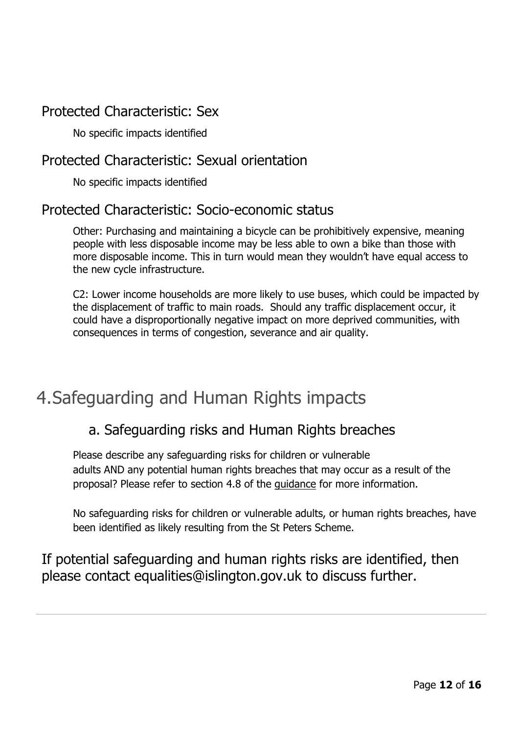### Protected Characteristic: Sex

No specific impacts identified

### Protected Characteristic: Sexual orientation

No specific impacts identified

### Protected Characteristic: Socio-economic status

Other: Purchasing and maintaining a bicycle can be prohibitively expensive, meaning people with less disposable income may be less able to own a bike than those with more disposable income. This in turn would mean they wouldn't have equal access to the new cycle infrastructure.

C2: Lower income households are more likely to use buses, which could be impacted by the displacement of traffic to main roads. Should any traffic displacement occur, it could have a disproportionally negative impact on more deprived communities, with consequences in terms of congestion, severance and air quality.

# 4. Safeguarding and Human Rights impacts

## a. Safeguarding risks and Human Rights breaches

Please describe any safeguarding risks for children or vulnerable adults AND any potential human rights breaches that may occur as a result of the proposal? Please refer to section 4.8 of the guidance for more information.

No safeguarding risks for children or vulnerable adults, or human rights breaches, have been identified as likely resulting from the St Peters Scheme.

### If potential safeguarding and human rights risks are identified, then please contact equalities@islington.gov.uk to discuss further.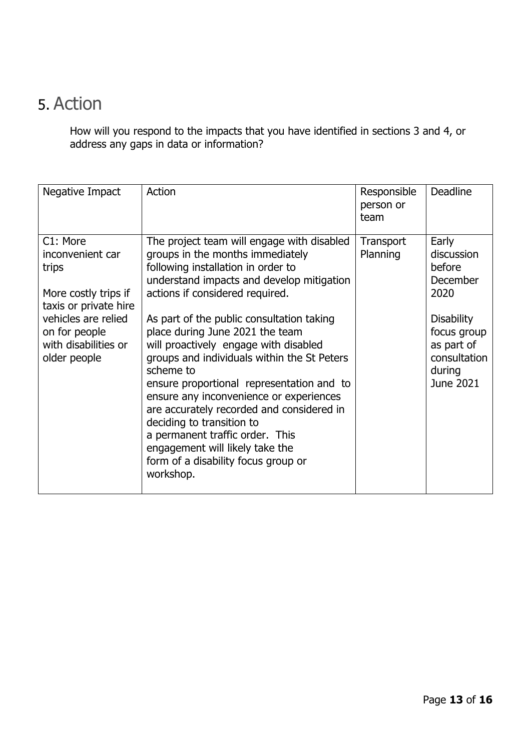# 5. Action

How will you respond to the impacts that you have identified in sections 3 and 4, or address any gaps in data or information?

| Negative Impact | Action | Responsible person or team | Deadline |
| --- | --- | --- | --- |
| C1: More inconvenient car trips<br><br>More costly trips if taxis or private hire vehicles are relied on for people with disabilities or older people | The project team will engage with disabled groups in the months immediately following installation in order to understand impacts and develop mitigation actions if considered required.<br><br>As part of the public consultation taking place during June 2021 the team will proactively engage with disabled groups and individuals within the St Peters scheme to ensure proportional representation and to ensure any inconvenience or experiences are accurately recorded and considered in deciding to transition to a permanent traffic order. This engagement will likely take the form of a disability focus group or workshop. | Transport Planning | Early discussion before December 2020<br><br>Disability focus group as part of consultation during June 2021 |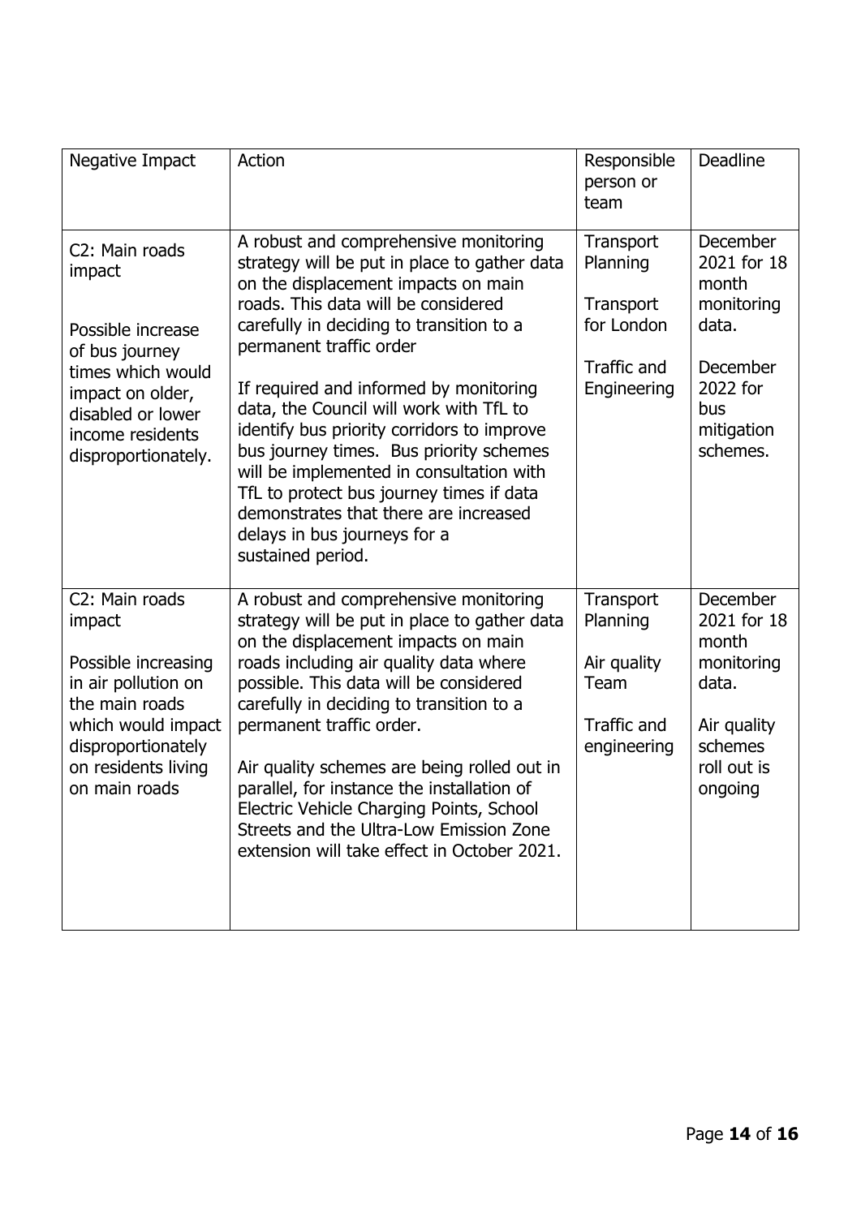| Negative Impact | Action | Responsible person or team | Deadline |
|---|---|---|---|
| C2: Main roads impact<br><br>Possible increase of bus journey times which would impact on older, disabled or lower income residents disproportionately. | A robust and comprehensive monitoring strategy will be put in place to gather data on the displacement impacts on main roads. This data will be considered carefully in deciding to transition to a permanent traffic order<br><br>If required and informed by monitoring data, the Council will work with TfL to identify bus priority corridors to improve bus journey times. Bus priority schemes will be implemented in consultation with TfL to protect bus journey times if data demonstrates that there are increased delays in bus journeys for a sustained period. | Transport Planning<br><br>Transport for London<br><br>Traffic and Engineering | December 2021 for 18 month monitoring data.<br><br>December 2022 for bus mitigation schemes. |
| C2: Main roads impact<br><br>Possible increasing in air pollution on the main roads which would impact disproportionately on residents living on main roads | A robust and comprehensive monitoring strategy will be put in place to gather data on the displacement impacts on main roads including air quality data where possible. This data will be considered carefully in deciding to transition to a permanent traffic order.<br><br>Air quality schemes are being rolled out in parallel, for instance the installation of Electric Vehicle Charging Points, School Streets and the Ultra-Low Emission Zone extension will take effect in October 2021. | Transport Planning<br><br>Air quality Team<br><br>Traffic and engineering | December 2021 for 18 month monitoring data.<br><br>Air quality schemes roll out is ongoing |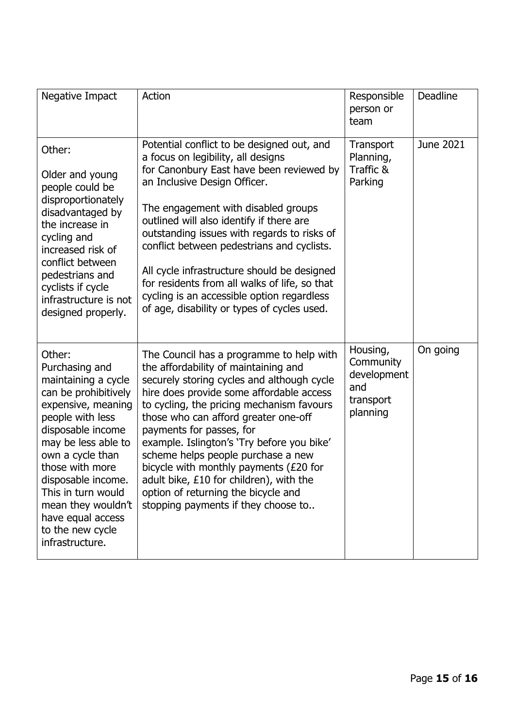| Negative Impact | Action | Responsible person or team | Deadline |
| --- | --- | --- | --- |
| Other:<br><br>Older and young people could be disproportionately disadvantaged by the increase in cycling and increased risk of conflict between pedestrians and cyclists if cycle infrastructure is not designed properly. | Potential conflict to be designed out, and a focus on legibility, all designs for Canonbury East have been reviewed by an Inclusive Design Officer.<br><br>The engagement with disabled groups outlined will also identify if there are outstanding issues with regards to risks of conflict between pedestrians and cyclists.<br><br>All cycle infrastructure should be designed for residents from all walks of life, so that cycling is an accessible option regardless of age, disability or types of cycles used. | Transport Planning, Traffic & Parking | June 2021 |
| Other:<br>Purchasing and maintaining a cycle can be prohibitively expensive, meaning people with less disposable income may be less able to own a cycle than those with more disposable income. This in turn would mean they wouldn't have equal access to the new cycle infrastructure. | The Council has a programme to help with the affordability of maintaining and securely storing cycles and although cycle hire does provide some affordable access to cycling, the pricing mechanism favours those who can afford greater one-off payments for passes, for example. Islington's 'Try before you bike' scheme helps people purchase a new bicycle with monthly payments (£20 for adult bike, £10 for children), with the option of returning the bicycle and stopping payments if they choose to.. | Housing, Community development and transport planning | On going |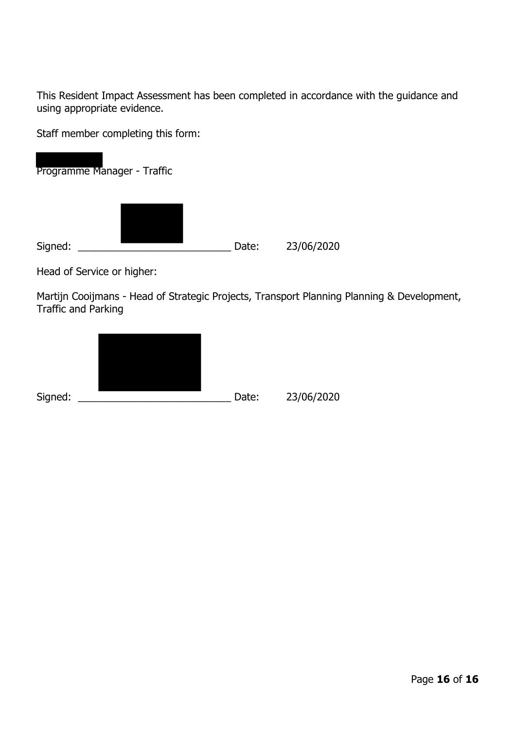This Resident Impact Assessment has been completed in accordance with the guidance and using appropriate evidence.

Staff member completing this form:

Programme Manager - Traffic

Signed: ___________________________ Date: 23/06/2020

Head of Service or higher:

Martijn Cooijmans - Head of Strategic Projects, Transport Planning Planning & Development, Traffic and Parking

Signed: ___________________________ Date: 23/06/2020